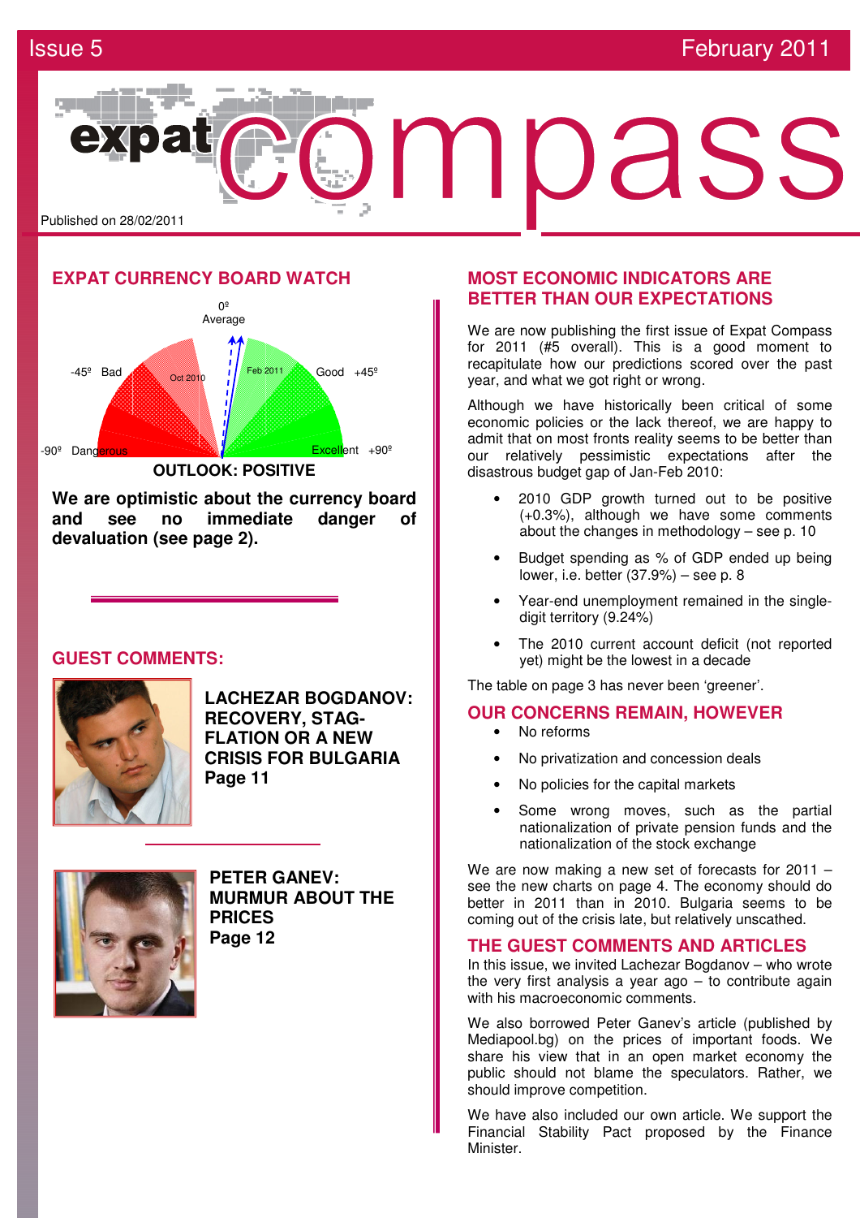Issue 5 February 2011

# expat compass

Published on 28/02/2011

## EXPAT CURRENCY BOARD WATCH

0º Average

-45º Bad | Oct 2010 | Feb 2011 | Good +45º

-90º Dangerous | Excellent +90º

**OUTLOOK: POSITIVE**

**We are optimistic about the currency board and see no immediate danger of devaluation (see page 2).**

## GUEST COMMENTS:

**LACHEZAR BOGDANOV: RECOVERY, STAG-FLATION OR A NEW CRISIS FOR BULGARIA**
**Page 11**

**PETER GANEV: MURMUR ABOUT THE PRICES**
**Page 12**

## MOST ECONOMIC INDICATORS ARE BETTER THAN OUR EXPECTATIONS

We are now publishing the first issue of Expat Compass for 2011 (#5 overall). This is a good moment to recapitulate how our predictions scored over the past year, and what we got right or wrong.

Although we have historically been critical of some economic policies or the lack thereof, we are happy to admit that on most fronts reality seems to be better than our relatively pessimistic expectations after the disastrous budget gap of Jan-Feb 2010:

- 2010 GDP growth turned out to be positive (+0.3%), although we have some comments about the changes in methodology – see p. 10
- Budget spending as % of GDP ended up being lower, i.e. better (37.9%) – see p. 8
- Year-end unemployment remained in the single-digit territory (9.24%)
- The 2010 current account deficit (not reported yet) might be the lowest in a decade

The table on page 3 has never been 'greener'.

## OUR CONCERNS REMAIN, HOWEVER

- No reforms
- No privatization and concession deals
- No policies for the capital markets
- Some wrong moves, such as the partial nationalization of private pension funds and the nationalization of the stock exchange

We are now making a new set of forecasts for 2011 – see the new charts on page 4. The economy should do better in 2011 than in 2010. Bulgaria seems to be coming out of the crisis late, but relatively unscathed.

## THE GUEST COMMENTS AND ARTICLES

In this issue, we invited Lachezar Bogdanov – who wrote the very first analysis a year ago – to contribute again with his macroeconomic comments.

We also borrowed Peter Ganev's article (published by Mediapool.bg) on the prices of important foods. We share his view that in an open market economy the public should not blame the speculators. Rather, we should improve competition.

We have also included our own article. We support the Financial Stability Pact proposed by the Finance Minister.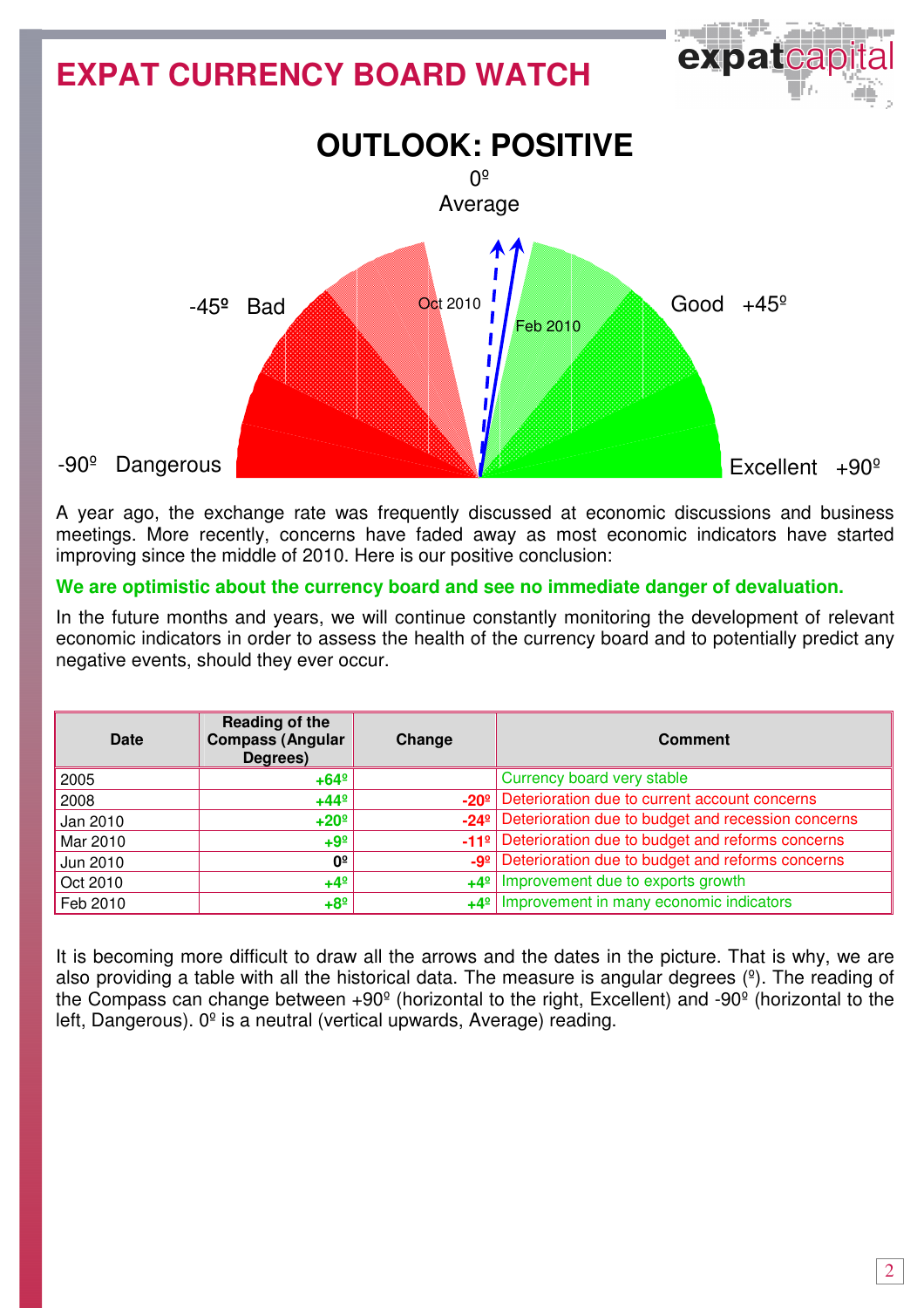# EXPAT CURRENCY BOARD WATCH

## OUTLOOK: POSITIVE

0º Average

-45º Bad

Good +45º

-90º Dangerous

Excellent +90º

Oct 2010

Feb 2010

A year ago, the exchange rate was frequently discussed at economic discussions and business meetings. More recently, concerns have faded away as most economic indicators have started improving since the middle of 2010. Here is our positive conclusion:

**We are optimistic about the currency board and see no immediate danger of devaluation.**

In the future months and years, we will continue constantly monitoring the development of relevant economic indicators in order to assess the health of the currency board and to potentially predict any negative events, should they ever occur.

| Date | Reading of the Compass (Angular Degrees) | Change | Comment |
|---|---|---|---|
| 2005 | +64º | | Currency board very stable |
| 2008 | +44º | -20º | Deterioration due to current account concerns |
| Jan 2010 | +20º | -24º | Deterioration due to budget and recession concerns |
| Mar 2010 | +9º | -11º | Deterioration due to budget and reforms concerns |
| Jun 2010 | 0º | -9º | Deterioration due to budget and reforms concerns |
| Oct 2010 | +4º | +4º | Improvement due to exports growth |
| Feb 2010 | +8º | +4º | Improvement in many economic indicators |

It is becoming more difficult to draw all the arrows and the dates in the picture. That is why, we are also providing a table with all the historical data. The measure is angular degrees (º). The reading of the Compass can change between +90º (horizontal to the right, Excellent) and -90º (horizontal to the left, Dangerous). 0º is a neutral (vertical upwards, Average) reading.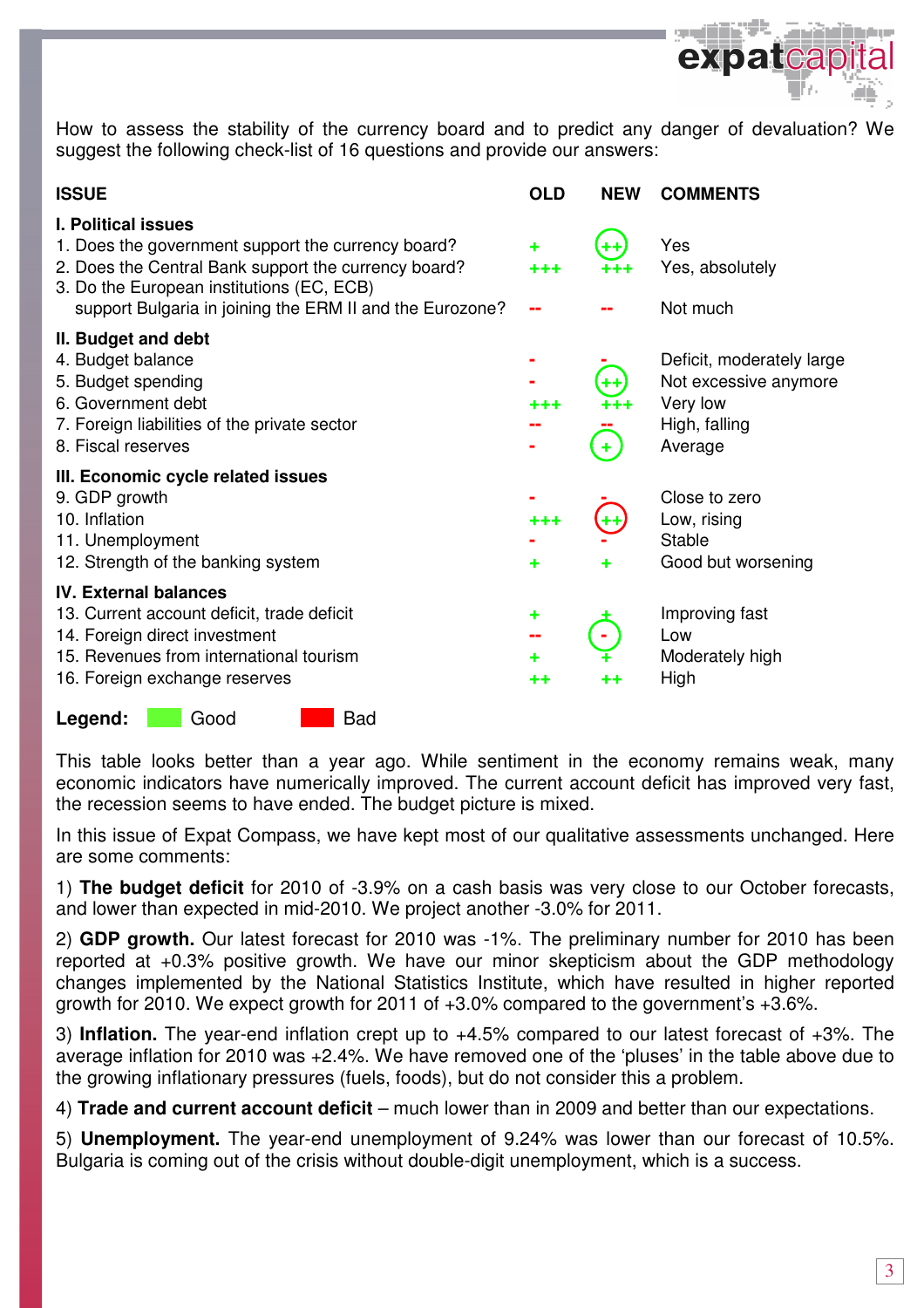How to assess the stability of the currency board and to predict any danger of devaluation? We suggest the following check-list of 16 questions and provide our answers:

| ISSUE | OLD | NEW | COMMENTS |
|---|---|---|---|
| **I. Political issues** | | | |
| 1. Does the government support the currency board? | + | ++ | Yes |
| 2. Does the Central Bank support the currency board? | +++ | +++ | Yes, absolutely |
| 3. Do the European institutions (EC, ECB) support Bulgaria in joining the ERM II and the Eurozone? | -- | -- | Not much |
| **II. Budget and debt** | | | |
| 4. Budget balance | - | - | Deficit, moderately large |
| 5. Budget spending | - | ++ | Not excessive anymore |
| 6. Government debt | +++ | +++ | Very low |
| 7. Foreign liabilities of the private sector | -- | -- | High, falling |
| 8. Fiscal reserves | - | + | Average |
| **III. Economic cycle related issues** | | | |
| 9. GDP growth | - | - | Close to zero |
| 10. Inflation | +++ | ++ | Low, rising |
| 11. Unemployment | - | - | Stable |
| 12. Strength of the banking system | + | + | Good but worsening |
| **IV. External balances** | | | |
| 13. Current account deficit, trade deficit | + | + | Improving fast |
| 14. Foreign direct investment | -- | - | Low |
| 15. Revenues from international tourism | + | + | Moderately high |
| 16. Foreign exchange reserves | ++ | ++ | High |

**Legend:** Good Bad

This table looks better than a year ago. While sentiment in the economy remains weak, many economic indicators have numerically improved. The current account deficit has improved very fast, the recession seems to have ended. The budget picture is mixed.

In this issue of Expat Compass, we have kept most of our qualitative assessments unchanged. Here are some comments:

1) **The budget deficit** for 2010 of -3.9% on a cash basis was very close to our October forecasts, and lower than expected in mid-2010. We project another -3.0% for 2011.

2) **GDP growth.** Our latest forecast for 2010 was -1%. The preliminary number for 2010 has been reported at +0.3% positive growth. We have our minor skepticism about the GDP methodology changes implemented by the National Statistics Institute, which have resulted in higher reported growth for 2010. We expect growth for 2011 of +3.0% compared to the government's +3.6%.

3) **Inflation.** The year-end inflation crept up to +4.5% compared to our latest forecast of +3%. The average inflation for 2010 was +2.4%. We have removed one of the 'pluses' in the table above due to the growing inflationary pressures (fuels, foods), but do not consider this a problem.

4) **Trade and current account deficit** – much lower than in 2009 and better than our expectations.

5) **Unemployment.** The year-end unemployment of 9.24% was lower than our forecast of 10.5%. Bulgaria is coming out of the crisis without double-digit unemployment, which is a success.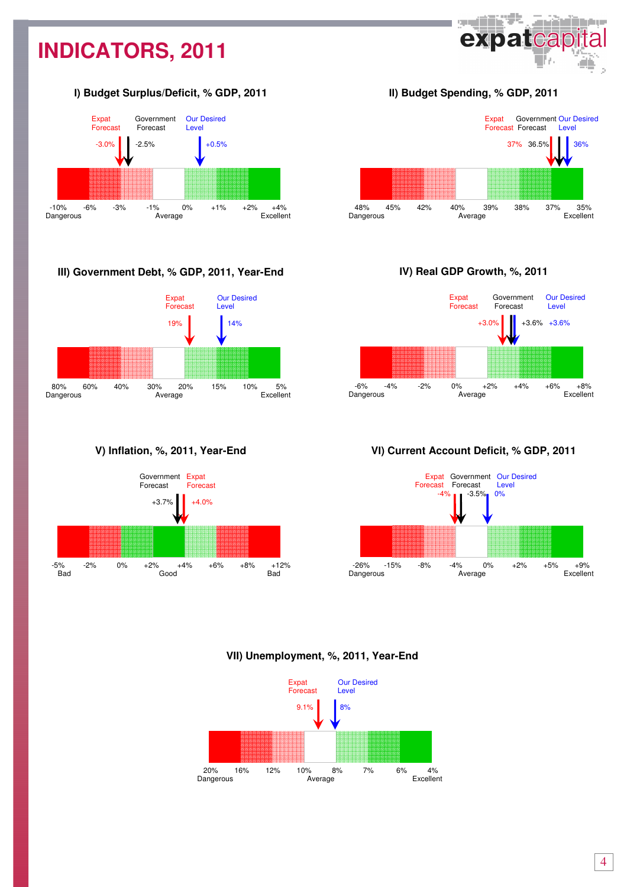# INDICATORS, 2011

## I) Budget Surplus/Deficit, % GDP, 2011

Expat Forecast: -3.0%
Government Forecast: -2.5%
Our Desired Level: +0.5%

-10% Dangerous | -6% | -3% | -1% | 0% | +1% | +2% | +4% Excellent

Average

## II) Budget Spending, % GDP, 2011

Expat Forecast: 37%
Government Forecast: 36.5%
Our Desired Level: 36%

48% Dangerous | 45% | 42% | 40% | 39% | 38% | 37% | 35% Excellent

Average

## III) Government Debt, % GDP, 2011, Year-End

Expat Forecast: 19%
Our Desired Level: 14%

80% Dangerous | 60% | 40% | 30% | 20% | 15% | 10% | 5% Excellent

Average

## IV) Real GDP Growth, %, 2011

Expat Forecast: +3.0%
Government Forecast: +3.6%
Our Desired Level: +3.6%

-6% Dangerous | -4% | -2% | 0% | +2% | +4% | +6% | +8% Excellent

Average

## V) Inflation, %, 2011, Year-End

Government Forecast: +3.7%
Expat Forecast: +4.0%

-5% Bad | -2% | 0% | +2% | +4% | +6% | +8% | +12% Bad

Good

## VI) Current Account Deficit, % GDP, 2011

Expat Forecast: -4%
Government Forecast: -3.5%
Our Desired Level: 0%

-26% Dangerous | -15% | -8% | -4% | 0% | +2% | +5% | +9% Excellent

Average

## VII) Unemployment, %, 2011, Year-End

Expat Forecast: 9.1%
Our Desired Level: 8%

20% Dangerous | 16% | 12% | 10% | 8% | 7% | 6% | 4% Excellent

Average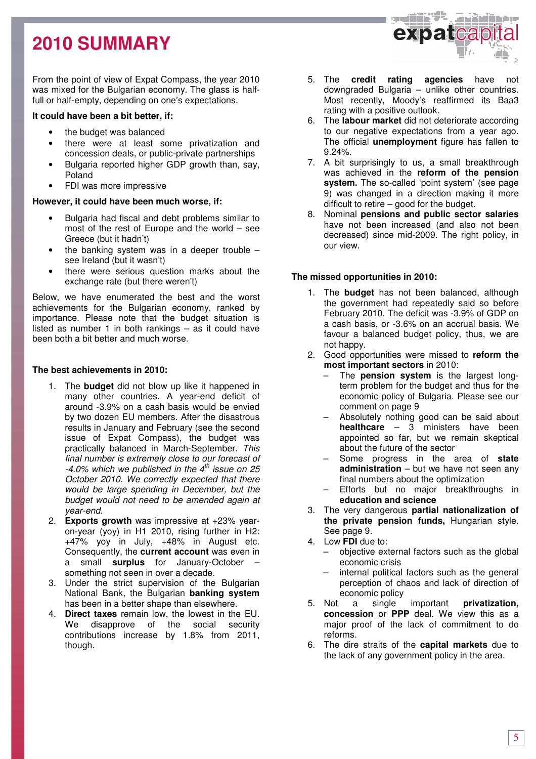# 2010 SUMMARY

From the point of view of Expat Compass, the year 2010 was mixed for the Bulgarian economy. The glass is half-full or half-empty, depending on one's expectations.

**It could have been a bit better, if:**

- the budget was balanced
- there were at least some privatization and concession deals, or public-private partnerships
- Bulgaria reported higher GDP growth than, say, Poland
- FDI was more impressive

**However, it could have been much worse, if:**

- Bulgaria had fiscal and debt problems similar to most of the rest of Europe and the world – see Greece (but it hadn't)
- the banking system was in a deeper trouble – see Ireland (but it wasn't)
- there were serious question marks about the exchange rate (but there weren't)

Below, we have enumerated the best and the worst achievements for the Bulgarian economy, ranked by importance. Please note that the budget situation is listed as number 1 in both rankings – as it could have been both a bit better and much worse.

**The best achievements in 2010:**

1. The **budget** did not blow up like it happened in many other countries. A year-end deficit of around -3.9% on a cash basis would be envied by two dozen EU members. After the disastrous results in January and February (see the second issue of Expat Compass), the budget was practically balanced in March-September. *This final number is extremely close to our forecast of -4.0% which we published in the 4th issue on 25 October 2010. We correctly expected that there would be large spending in December, but the budget would not need to be amended again at year-end.*
2. **Exports growth** was impressive at +23% year-on-year (yoy) in H1 2010, rising further in H2: +47% yoy in July, +48% in August etc. Consequently, the **current account** was even in a small **surplus** for January-October – something not seen in over a decade.
3. Under the strict supervision of the Bulgarian National Bank, the Bulgarian **banking system** has been in a better shape than elsewhere.
4. **Direct taxes** remain low, the lowest in the EU. We disapprove of the social security contributions increase by 1.8% from 2011, though.
5. The **credit rating agencies** have not downgraded Bulgaria – unlike other countries. Most recently, Moody's reaffirmed its Baa3 rating with a positive outlook.
6. The **labour market** did not deteriorate according to our negative expectations from a year ago. The official **unemployment** figure has fallen to 9.24%.
7. A bit surprisingly to us, a small breakthrough was achieved in the **reform of the pension system.** The so-called 'point system' (see page 9) was changed in a direction making it more difficult to retire – good for the budget.
8. Nominal **pensions and public sector salaries** have not been increased (and also not been decreased) since mid-2009. The right policy, in our view.

**The missed opportunities in 2010:**

1. The **budget** has not been balanced, although the government had repeatedly said so before February 2010. The deficit was -3.9% of GDP on a cash basis, or -3.6% on an accrual basis. We favour a balanced budget policy, thus, we are not happy.
2. Good opportunities were missed to **reform the most important sectors** in 2010:
   - The **pension system** is the largest long-term problem for the budget and thus for the economic policy of Bulgaria. Please see our comment on page 9
   - Absolutely nothing good can be said about **healthcare** – 3 ministers have been appointed so far, but we remain skeptical about the future of the sector
   - Some progress in the area of **state administration** – but we have not seen any final numbers about the optimization
   - Efforts but no major breakthroughs in **education and science**
3. The very dangerous **partial nationalization of the private pension funds,** Hungarian style. See page 9.
4. Low **FDI** due to:
   - objective external factors such as the global economic crisis
   - internal political factors such as the general perception of chaos and lack of direction of economic policy
5. Not a single important **privatization, concession** or **PPP** deal. We view this as a major proof of the lack of commitment to do reforms.
6. The dire straits of the **capital markets** due to the lack of any government policy in the area.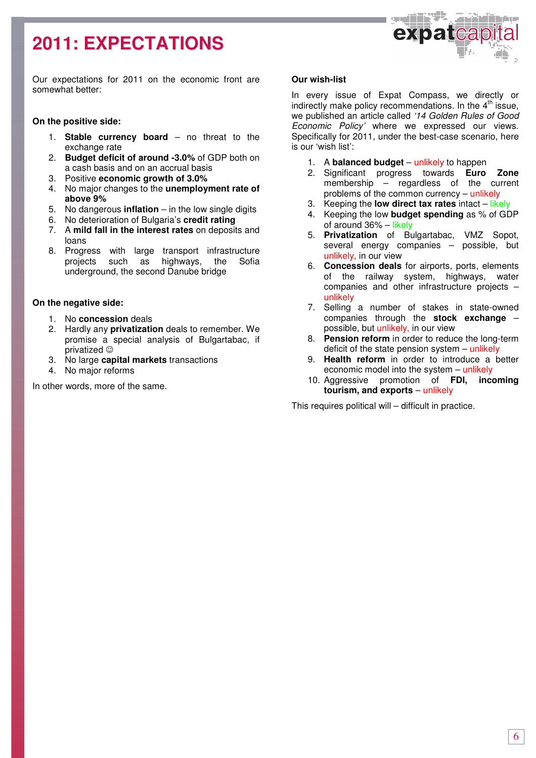# 2011: EXPECTATIONS

Our expectations for 2011 on the economic front are somewhat better:

**On the positive side:**

1. **Stable currency board** – no threat to the exchange rate
2. **Budget deficit of around -3.0%** of GDP both on a cash basis and on an accrual basis
3. Positive **economic growth of 3.0%**
4. No major changes to the **unemployment rate of above 9%**
5. No dangerous **inflation** – in the low single digits
6. No deterioration of Bulgaria's **credit rating**
7. A **mild fall in the interest rates** on deposits and loans
8. Progress with large transport infrastructure projects such as highways, the Sofia underground, the second Danube bridge

**On the negative side:**

1. No **concession** deals
2. Hardly any **privatization** deals to remember. We promise a special analysis of Bulgartabac, if privatized ☺
3. No large **capital markets** transactions
4. No major reforms

In other words, more of the same.

**Our wish-list**

In every issue of Expat Compass, we directly or indirectly make policy recommendations. In the 4th issue, we published an article called *'14 Golden Rules of Good Economic Policy'* where we expressed our views. Specifically for 2011, under the best-case scenario, here is our 'wish list':

1. A **balanced budget** – unlikely to happen
2. Significant progress towards **Euro Zone** membership – regardless of the current problems of the common currency – unlikely
3. Keeping the **low direct tax rates** intact – likely
4. Keeping the low **budget spending** as % of GDP of around 36% – likely
5. **Privatization** of Bulgartabac, VMZ Sopot, several energy companies – possible, but unlikely, in our view
6. **Concession deals** for airports, ports, elements of the railway system, highways, water companies and other infrastructure projects – unlikely
7. Selling a number of stakes in state-owned companies through the **stock exchange** – possible, but unlikely, in our view
8. **Pension reform** in order to reduce the long-term deficit of the state pension system – unlikely
9. **Health reform** in order to introduce a better economic model into the system – unlikely
10. Aggressive promotion of **FDI, incoming tourism, and exports** – unlikely

This requires political will – difficult in practice.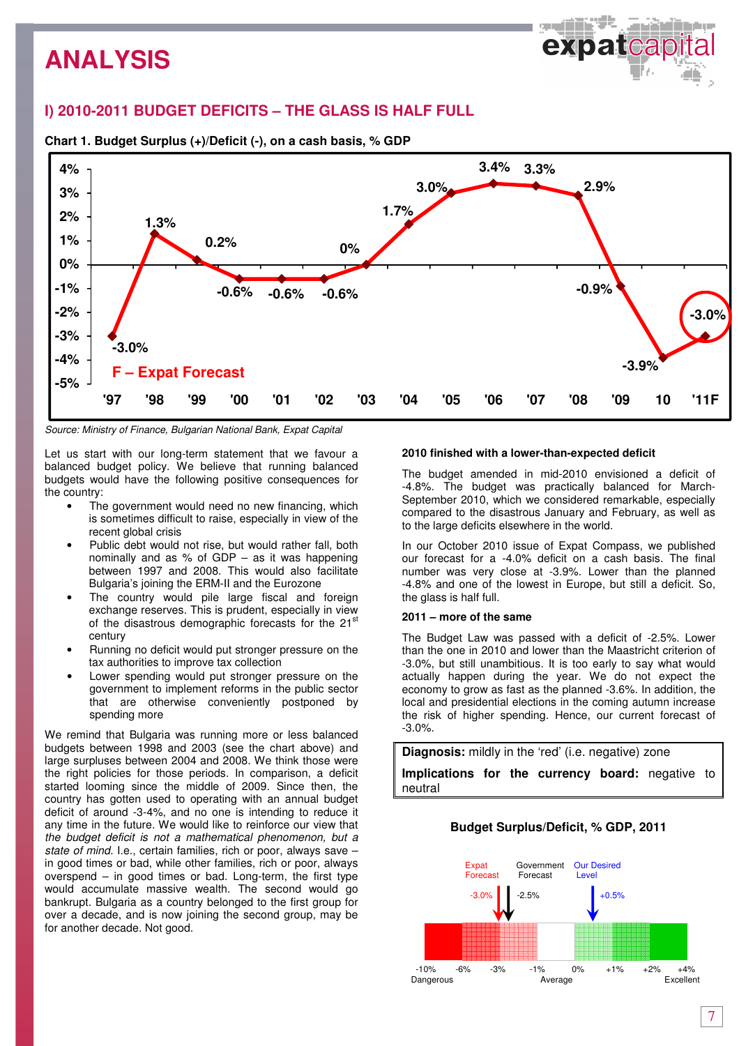# ANALYSIS

## I) 2010-2011 BUDGET DEFICITS – THE GLASS IS HALF FULL

**Chart 1. Budget Surplus (+)/Deficit (-), on a cash basis, % GDP**

| '97 | '98 | '99 | '00 | '01 | '02 | '03 | '04 | '05 | '06 | '07 | '08 | '09 | 10 | '11F |
|---|---|---|---|---|---|---|---|---|---|---|---|---|---|---|
| -3.0% | 1.3% | 0.2% | -0.6% | -0.6% | -0.6% | 0% | 1.7% | 3.0% | 3.4% | 3.3% | 2.9% | -0.9% | -3.9% | -3.0% |

F – Expat Forecast

*Source: Ministry of Finance, Bulgarian National Bank, Expat Capital*

Let us start with our long-term statement that we favour a balanced budget policy. We believe that running balanced budgets would have the following positive consequences for the country:

- The government would need no new financing, which is sometimes difficult to raise, especially in view of the recent global crisis
- Public debt would not rise, but would rather fall, both nominally and as % of GDP – as it was happening between 1997 and 2008. This would also facilitate Bulgaria's joining the ERM-II and the Eurozone
- The country would pile large fiscal and foreign exchange reserves. This is prudent, especially in view of the disastrous demographic forecasts for the 21st century
- Running no deficit would put stronger pressure on the tax authorities to improve tax collection
- Lower spending would put stronger pressure on the government to implement reforms in the public sector that are otherwise conveniently postponed by spending more

We remind that Bulgaria was running more or less balanced budgets between 1998 and 2003 (see the chart above) and large surpluses between 2004 and 2008. We think those were the right policies for those periods. In comparison, a deficit started looming since the middle of 2009. Since then, the country has gotten used to operating with an annual budget deficit of around -3-4%, and no one is intending to reduce it any time in the future. We would like to reinforce our view that *the budget deficit is not a mathematical phenomenon, but a state of mind.* I.e., certain families, rich or poor, always save – in good times or bad, while other families, rich or poor, always overspend – in good times or bad. Long-term, the first type would accumulate massive wealth. The second would go bankrupt. Bulgaria as a country belonged to the first group for over a decade, and is now joining the second group, may be for another decade. Not good.

**2010 finished with a lower-than-expected deficit**

The budget amended in mid-2010 envisioned a deficit of -4.8%. The budget was practically balanced for March-September 2010, which we considered remarkable, especially compared to the disastrous January and February, as well as to the large deficits elsewhere in the world.

In our October 2010 issue of Expat Compass, we published our forecast for a -4.0% deficit on a cash basis. The final number was very close at -3.9%. Lower than the planned -4.8% and one of the lowest in Europe, but still a deficit. So, the glass is half full.

**2011 – more of the same**

The Budget Law was passed with a deficit of -2.5%. Lower than the one in 2010 and lower than the Maastricht criterion of -3.0%, but still unambitious. It is too early to say what would actually happen during the year. We do not expect the economy to grow as fast as the planned -3.6%. In addition, the local and presidential elections in the coming autumn increase the risk of higher spending. Hence, our current forecast of -3.0%.

**Diagnosis:** mildly in the 'red' (i.e. negative) zone

**Implications for the currency board:** negative to neutral

**Budget Surplus/Deficit, % GDP, 2011**

Expat Forecast: -3.0% | Government Forecast: -2.5% | Our Desired Level: +0.5%

Scale: -10% Dangerous, -6%, -3%, -1% Average, 0%, +1%, +2%, +4% Excellent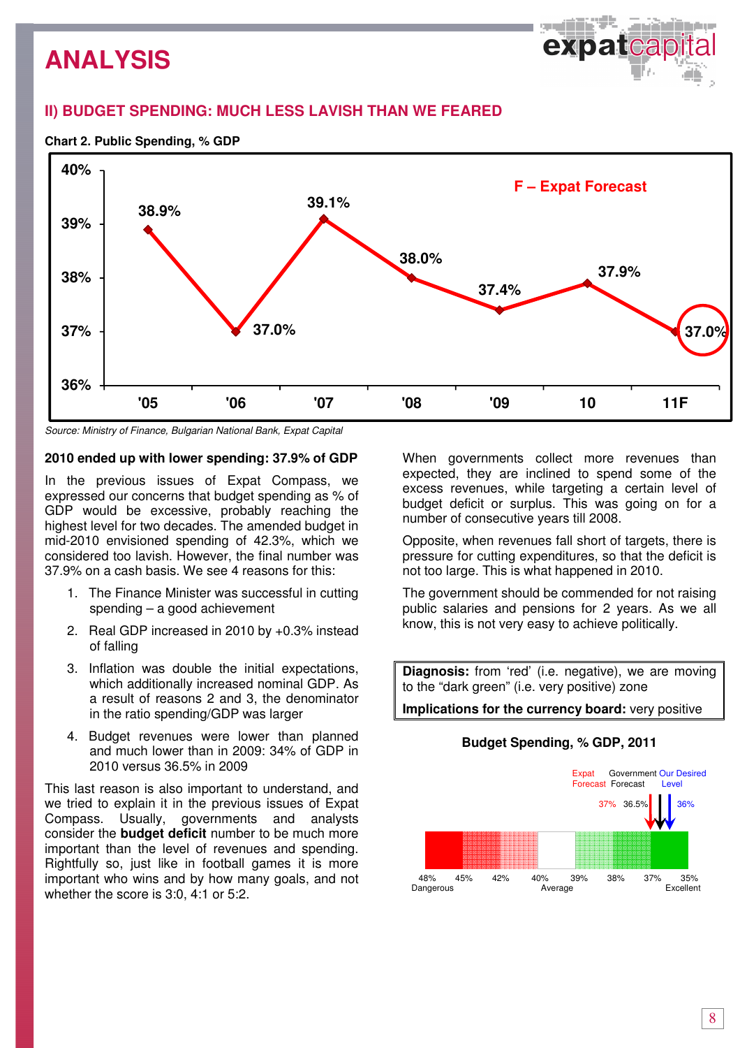# ANALYSIS

## II) BUDGET SPENDING: MUCH LESS LAVISH THAN WE FEARED

**Chart 2. Public Spending, % GDP**

| Year | '05 | '06 | '07 | '08 | '09 | 10 | 11F |
|---|---|---|---|---|---|---|---|
| Public Spending, % GDP | 38.9% | 37.0% | 39.1% | 38.0% | 37.4% | 37.9% | 37.0% |

F – Expat Forecast

*Source: Ministry of Finance, Bulgarian National Bank, Expat Capital*

**2010 ended up with lower spending: 37.9% of GDP**

In the previous issues of Expat Compass, we expressed our concerns that budget spending as % of GDP would be excessive, probably reaching the highest level for two decades. The amended budget in mid-2010 envisioned spending of 42.3%, which we considered too lavish. However, the final number was 37.9% on a cash basis. We see 4 reasons for this:

1. The Finance Minister was successful in cutting spending – a good achievement
2. Real GDP increased in 2010 by +0.3% instead of falling
3. Inflation was double the initial expectations, which additionally increased nominal GDP. As a result of reasons 2 and 3, the denominator in the ratio spending/GDP was larger
4. Budget revenues were lower than planned and much lower than in 2009: 34% of GDP in 2010 versus 36.5% in 2009

This last reason is also important to understand, and we tried to explain it in the previous issues of Expat Compass. Usually, governments and analysts consider the **budget deficit** number to be much more important than the level of revenues and spending. Rightfully so, just like in football games it is more important who wins and by how many goals, and not whether the score is 3:0, 4:1 or 5:2.

When governments collect more revenues than expected, they are inclined to spend some of the excess revenues, while targeting a certain level of budget deficit or surplus. This was going on for a number of consecutive years till 2008.

Opposite, when revenues fall short of targets, there is pressure for cutting expenditures, so that the deficit is not too large. This is what happened in 2010.

The government should be commended for not raising public salaries and pensions for 2 years. As we all know, this is not very easy to achieve politically.

**Diagnosis:** from 'red' (i.e. negative), we are moving to the "dark green" (i.e. very positive) zone

**Implications for the currency board:** very positive

**Budget Spending, % GDP, 2011**

Expat Forecast: 37% | Government Forecast: 36.5% | Our Desired Level: 36%

Scale: 48% Dangerous | 45% | 42% | 40% Average | 39% | 38% | 37% | 35% Excellent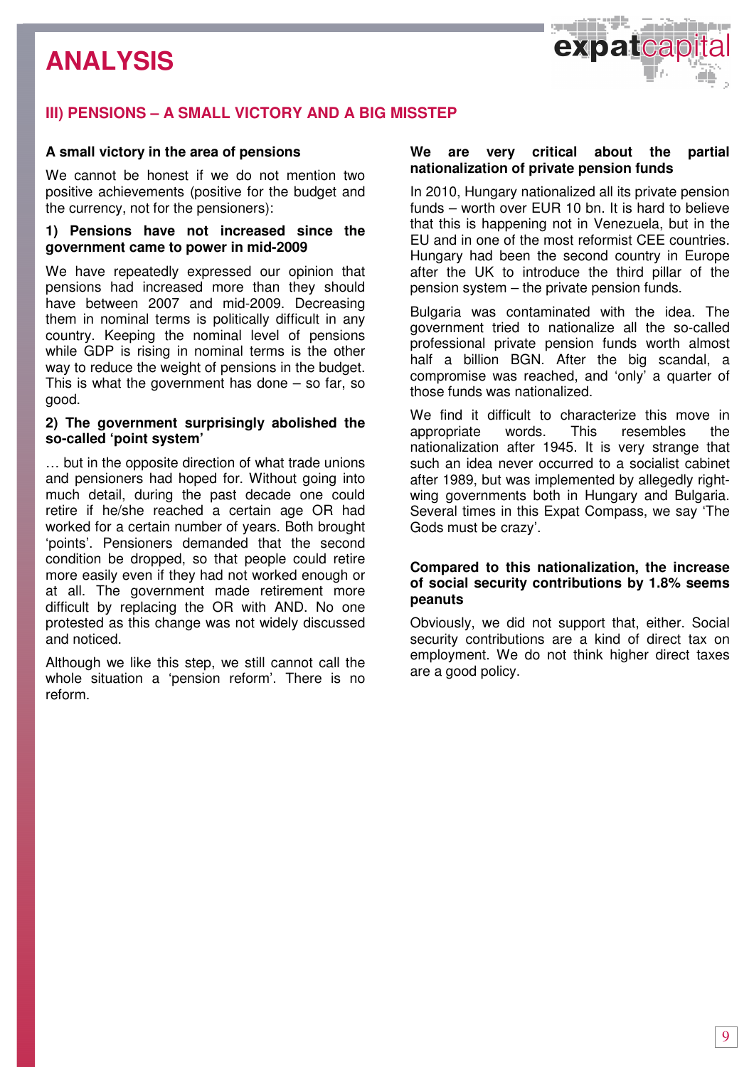# ANALYSIS

## III) PENSIONS – A SMALL VICTORY AND A BIG MISSTEP

### A small victory in the area of pensions

We cannot be honest if we do not mention two positive achievements (positive for the budget and the currency, not for the pensioners):

#### 1) Pensions have not increased since the government came to power in mid-2009

We have repeatedly expressed our opinion that pensions had increased more than they should have between 2007 and mid-2009. Decreasing them in nominal terms is politically difficult in any country. Keeping the nominal level of pensions while GDP is rising in nominal terms is the other way to reduce the weight of pensions in the budget. This is what the government has done – so far, so good.

#### 2) The government surprisingly abolished the so-called 'point system'

… but in the opposite direction of what trade unions and pensioners had hoped for. Without going into much detail, during the past decade one could retire if he/she reached a certain age OR had worked for a certain number of years. Both brought 'points'. Pensioners demanded that the second condition be dropped, so that people could retire more easily even if they had not worked enough or at all. The government made retirement more difficult by replacing the OR with AND. No one protested as this change was not widely discussed and noticed.

Although we like this step, we still cannot call the whole situation a 'pension reform'. There is no reform.

### We are very critical about the partial nationalization of private pension funds

In 2010, Hungary nationalized all its private pension funds – worth over EUR 10 bn. It is hard to believe that this is happening not in Venezuela, but in the EU and in one of the most reformist CEE countries. Hungary had been the second country in Europe after the UK to introduce the third pillar of the pension system – the private pension funds.

Bulgaria was contaminated with the idea. The government tried to nationalize all the so-called professional private pension funds worth almost half a billion BGN. After the big scandal, a compromise was reached, and 'only' a quarter of those funds was nationalized.

We find it difficult to characterize this move in appropriate words. This resembles the nationalization after 1945. It is very strange that such an idea never occurred to a socialist cabinet after 1989, but was implemented by allegedly right-wing governments both in Hungary and Bulgaria. Several times in this Expat Compass, we say 'The Gods must be crazy'.

### Compared to this nationalization, the increase of social security contributions by 1.8% seems peanuts

Obviously, we did not support that, either. Social security contributions are a kind of direct tax on employment. We do not think higher direct taxes are a good policy.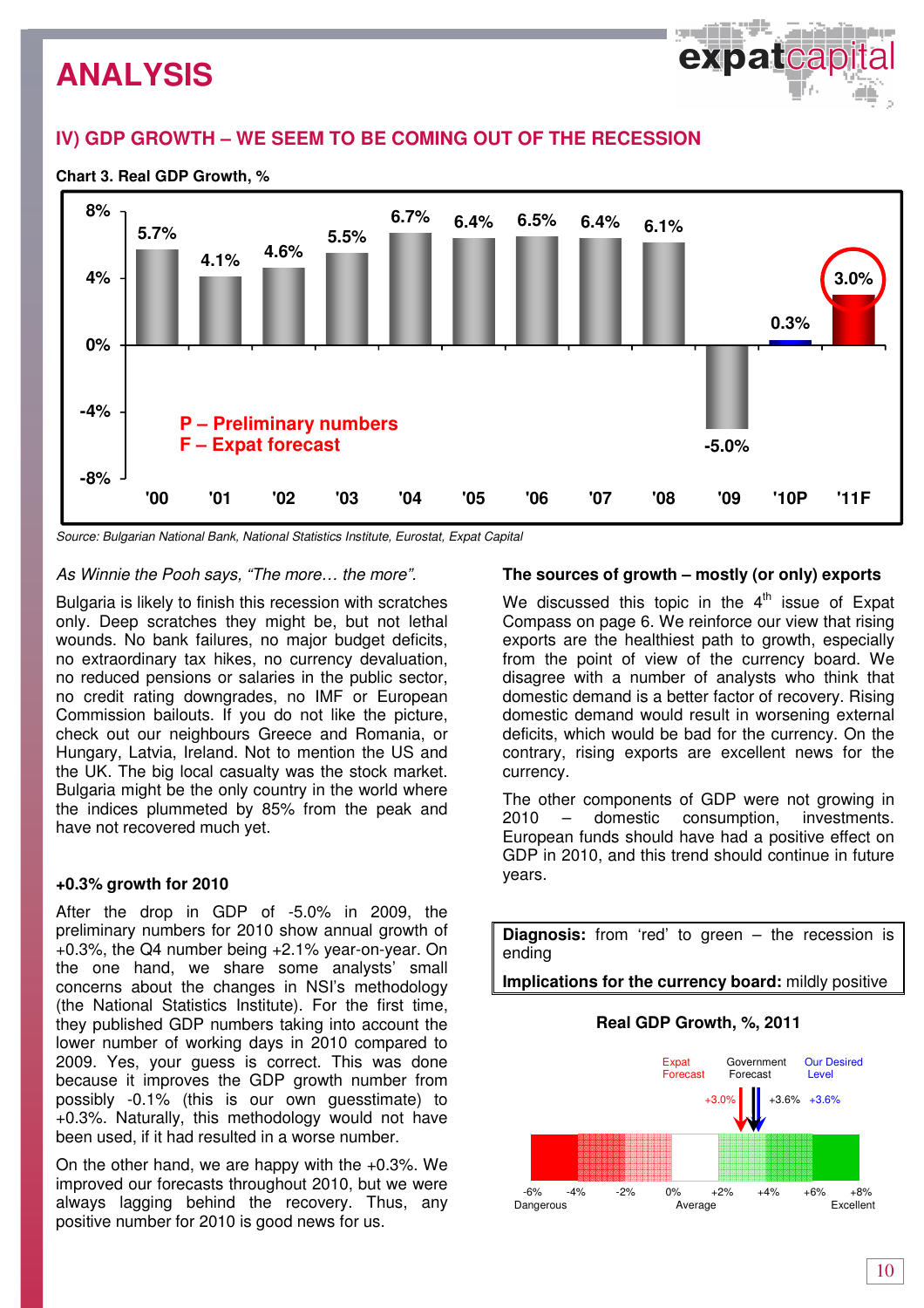# ANALYSIS

## IV) GDP GROWTH – WE SEEM TO BE COMING OUT OF THE RECESSION

**Chart 3. Real GDP Growth, %**

| '00 | '01 | '02 | '03 | '04 | '05 | '06 | '07 | '08 | '09 | '10P | '11F |
|---|---|---|---|---|---|---|---|---|---|---|---|
| 5.7% | 4.1% | 4.6% | 5.5% | 6.7% | 6.4% | 6.5% | 6.4% | 6.1% | -5.0% | 0.3% | 3.0% |

P – Preliminary numbers
F – Expat forecast

*Source: Bulgarian National Bank, National Statistics Institute, Eurostat, Expat Capital*

*As Winnie the Pooh says, "The more… the more".*

Bulgaria is likely to finish this recession with scratches only. Deep scratches they might be, but not lethal wounds. No bank failures, no major budget deficits, no extraordinary tax hikes, no currency devaluation, no reduced pensions or salaries in the public sector, no credit rating downgrades, no IMF or European Commission bailouts. If you do not like the picture, check out our neighbours Greece and Romania, or Hungary, Latvia, Ireland. Not to mention the US and the UK. The big local casualty was the stock market. Bulgaria might be the only country in the world where the indices plummeted by 85% from the peak and have not recovered much yet.

**+0.3% growth for 2010**

After the drop in GDP of -5.0% in 2009, the preliminary numbers for 2010 show annual growth of +0.3%, the Q4 number being +2.1% year-on-year. On the one hand, we share some analysts' small concerns about the changes in NSI's methodology (the National Statistics Institute). For the first time, they published GDP numbers taking into account the lower number of working days in 2010 compared to 2009. Yes, your guess is correct. This was done because it improves the GDP growth number from possibly -0.1% (this is our own guesstimate) to +0.3%. Naturally, this methodology would not have been used, if it had resulted in a worse number.

On the other hand, we are happy with the +0.3%. We improved our forecasts throughout 2010, but we were always lagging behind the recovery. Thus, any positive number for 2010 is good news for us.

**The sources of growth – mostly (or only) exports**

We discussed this topic in the 4th issue of Expat Compass on page 6. We reinforce our view that rising exports are the healthiest path to growth, especially from the point of view of the currency board. We disagree with a number of analysts who think that domestic demand is a better factor of recovery. Rising domestic demand would result in worsening external deficits, which would be bad for the currency. On the contrary, rising exports are excellent news for the currency.

The other components of GDP were not growing in 2010 – domestic consumption, investments. European funds should have had a positive effect on GDP in 2010, and this trend should continue in future years.

**Diagnosis:** from 'red' to green – the recession is ending

**Implications for the currency board:** mildly positive

**Real GDP Growth, %, 2011**

| Expat Forecast | Government Forecast | Our Desired Level |
|---|---|---|
| +3.0% | +3.6% | +3.6% |

Scale: -6% Dangerous, -4%, -2%, 0% Average, +2%, +4%, +6%, +8% Excellent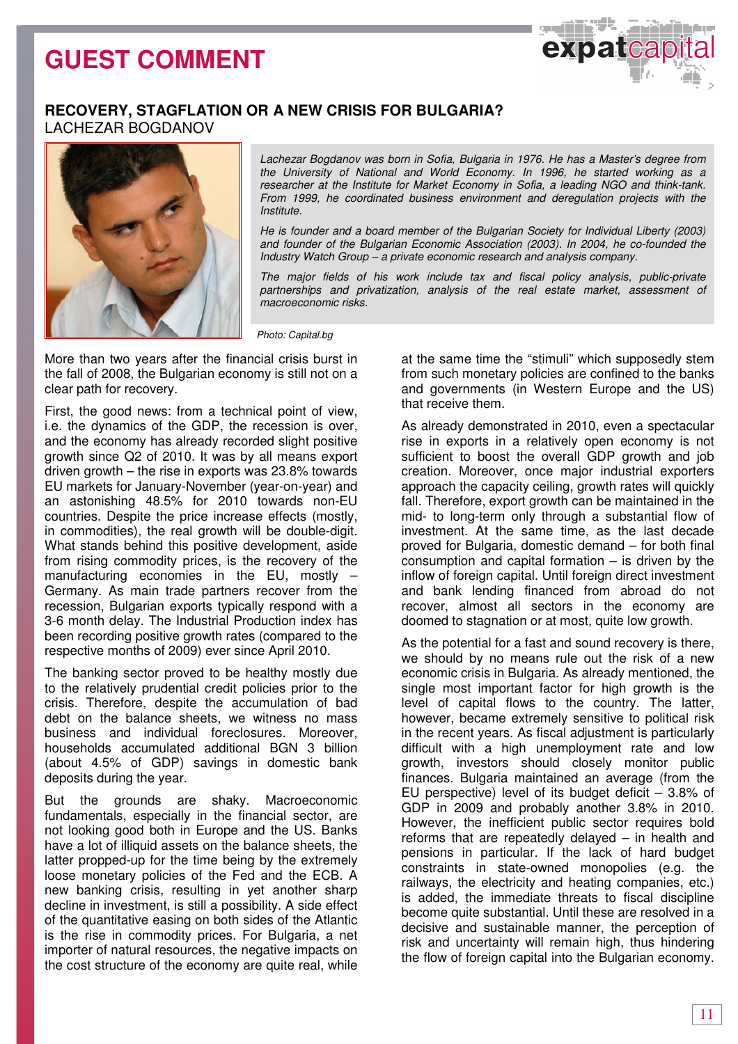# GUEST COMMENT

## RECOVERY, STAGFLATION OR A NEW CRISIS FOR BULGARIA?

LACHEZAR BOGDANOV

*Lachezar Bogdanov was born in Sofia, Bulgaria in 1976. He has a Master's degree from the University of National and World Economy. In 1996, he started working as a researcher at the Institute for Market Economy in Sofia, a leading NGO and think-tank. From 1999, he coordinated business environment and deregulation projects with the Institute.*

*He is founder and a board member of the Bulgarian Society for Individual Liberty (2003) and founder of the Bulgarian Economic Association (2003). In 2004, he co-founded the Industry Watch Group – a private economic research and analysis company.*

*The major fields of his work include tax and fiscal policy analysis, public-private partnerships and privatization, analysis of the real estate market, assessment of macroeconomic risks.*

*Photo: Capital.bg*

More than two years after the financial crisis burst in the fall of 2008, the Bulgarian economy is still not on a clear path for recovery.

First, the good news: from a technical point of view, i.e. the dynamics of the GDP, the recession is over, and the economy has already recorded slight positive growth since Q2 of 2010. It was by all means export driven growth – the rise in exports was 23.8% towards EU markets for January-November (year-on-year) and an astonishing 48.5% for 2010 towards non-EU countries. Despite the price increase effects (mostly, in commodities), the real growth will be double-digit. What stands behind this positive development, aside from rising commodity prices, is the recovery of the manufacturing economies in the EU, mostly – Germany. As main trade partners recover from the recession, Bulgarian exports typically respond with a 3-6 month delay. The Industrial Production index has been recording positive growth rates (compared to the respective months of 2009) ever since April 2010.

The banking sector proved to be healthy mostly due to the relatively prudential credit policies prior to the crisis. Therefore, despite the accumulation of bad debt on the balance sheets, we witness no mass business and individual foreclosures. Moreover, households accumulated additional BGN 3 billion (about 4.5% of GDP) savings in domestic bank deposits during the year.

But the grounds are shaky. Macroeconomic fundamentals, especially in the financial sector, are not looking good both in Europe and the US. Banks have a lot of illiquid assets on the balance sheets, the latter propped-up for the time being by the extremely loose monetary policies of the Fed and the ECB. A new banking crisis, resulting in yet another sharp decline in investment, is still a possibility. A side effect of the quantitative easing on both sides of the Atlantic is the rise in commodity prices. For Bulgaria, a net importer of natural resources, the negative impacts on the cost structure of the economy are quite real, while at the same time the "stimuli" which supposedly stem from such monetary policies are confined to the banks and governments (in Western Europe and the US) that receive them.

As already demonstrated in 2010, even a spectacular rise in exports in a relatively open economy is not sufficient to boost the overall GDP growth and job creation. Moreover, once major industrial exporters approach the capacity ceiling, growth rates will quickly fall. Therefore, export growth can be maintained in the mid- to long-term only through a substantial flow of investment. At the same time, as the last decade proved for Bulgaria, domestic demand – for both final consumption and capital formation – is driven by the inflow of foreign capital. Until foreign direct investment and bank lending financed from abroad do not recover, almost all sectors in the economy are doomed to stagnation or at most, quite low growth.

As the potential for a fast and sound recovery is there, we should by no means rule out the risk of a new economic crisis in Bulgaria. As already mentioned, the single most important factor for high growth is the level of capital flows to the country. The latter, however, became extremely sensitive to political risk in the recent years. As fiscal adjustment is particularly difficult with a high unemployment rate and low growth, investors should closely monitor public finances. Bulgaria maintained an average (from the EU perspective) level of its budget deficit – 3.8% of GDP in 2009 and probably another 3.8% in 2010. However, the inefficient public sector requires bold reforms that are repeatedly delayed – in health and pensions in particular. If the lack of hard budget constraints in state-owned monopolies (e.g. the railways, the electricity and heating companies, etc.) is added, the immediate threats to fiscal discipline become quite substantial. Until these are resolved in a decisive and sustainable manner, the perception of risk and uncertainty will remain high, thus hindering the flow of foreign capital into the Bulgarian economy.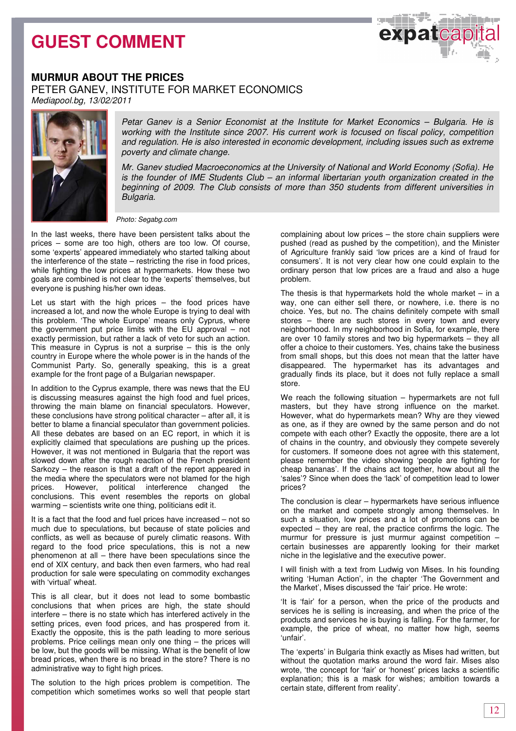# GUEST COMMENT

## MURMUR ABOUT THE PRICES

PETER GANEV, INSTITUTE FOR MARKET ECONOMICS

*Mediapool.bg, 13/02/2011*

*Petar Ganev is a Senior Economist at the Institute for Market Economics – Bulgaria. He is working with the Institute since 2007. His current work is focused on fiscal policy, competition and regulation. He is also interested in economic development, including issues such as extreme poverty and climate change.*

*Mr. Ganev studied Macroeconomics at the University of National and World Economy (Sofia). He is the founder of IME Students Club – an informal libertarian youth organization created in the beginning of 2009. The Club consists of more than 350 students from different universities in Bulgaria.*

*Photo: Segabg.com*

In the last weeks, there have been persistent talks about the prices – some are too high, others are too low. Of course, some 'experts' appeared immediately who started talking about the interference of the state – restricting the rise in food prices, while fighting the low prices at hypermarkets. How these two goals are combined is not clear to the 'experts' themselves, but everyone is pushing his/her own ideas.

Let us start with the high prices – the food prices have increased a lot, and now the whole Europe is trying to deal with this problem. 'The whole Europe' means only Cyprus, where the government put price limits with the EU approval – not exactly permission, but rather a lack of veto for such an action. This measure in Cyprus is not a surprise – this is the only country in Europe where the whole power is in the hands of the Communist Party. So, generally speaking, this is a great example for the front page of a Bulgarian newspaper.

In addition to the Cyprus example, there was news that the EU is discussing measures against the high food and fuel prices, throwing the main blame on financial speculators. However, these conclusions have strong political character – after all, it is better to blame a financial speculator than government policies. All these debates are based on an EC report, in which it is explicitly claimed that speculations are pushing up the prices. However, it was not mentioned in Bulgaria that the report was slowed down after the rough reaction of the French president Sarkozy – the reason is that a draft of the report appeared in the media where the speculators were not blamed for the high prices. However, political interference changed the conclusions. This event resembles the reports on global warming – scientists write one thing, politicians edit it.

It is a fact that the food and fuel prices have increased – not so much due to speculations, but because of state policies and conflicts, as well as because of purely climatic reasons. With regard to the food price speculations, this is not a new phenomenon at all – there have been speculations since the end of XIX century, and back then even farmers, who had real production for sale were speculating on commodity exchanges with 'virtual' wheat.

This is all clear, but it does not lead to some bombastic conclusions that when prices are high, the state should interfere – there is no state which has interfered actively in the setting prices, even food prices, and has prospered from it. Exactly the opposite, this is the path leading to more serious problems. Price ceilings mean only one thing – the prices will be low, but the goods will be missing. What is the benefit of low bread prices, when there is no bread in the store? There is no administrative way to fight high prices.

The solution to the high prices problem is competition. The competition which sometimes works so well that people start complaining about low prices – the store chain suppliers were pushed (read as pushed by the competition), and the Minister of Agriculture frankly said 'low prices are a kind of fraud for consumers'. It is not very clear how one could explain to the ordinary person that low prices are a fraud and also a huge problem.

The thesis is that hypermarkets hold the whole market – in a way, one can either sell there, or nowhere, i.e. there is no choice. Yes, but no. The chains definitely compete with small stores – there are such stores in every town and every neighborhood. In my neighborhood in Sofia, for example, there are over 10 family stores and two big hypermarkets – they all offer a choice to their customers. Yes, chains take the business from small shops, but this does not mean that the latter have disappeared. The hypermarket has its advantages and gradually finds its place, but it does not fully replace a small store.

We reach the following situation – hypermarkets are not full masters, but they have strong influence on the market. However, what do hypermarkets mean? Why are they viewed as one, as if they are owned by the same person and do not compete with each other? Exactly the opposite, there are a lot of chains in the country, and obviously they compete severely for customers. If someone does not agree with this statement, please remember the video showing 'people are fighting for cheap bananas'. If the chains act together, how about all the 'sales'? Since when does the 'lack' of competition lead to lower prices?

The conclusion is clear – hypermarkets have serious influence on the market and compete strongly among themselves. In such a situation, low prices and a lot of promotions can be expected – they are real, the practice confirms the logic. The murmur for pressure is just murmur against competition – certain businesses are apparently looking for their market niche in the legislative and the executive power.

I will finish with a text from Ludwig von Mises. In his founding writing 'Human Action', in the chapter 'The Government and the Market', Mises discussed the 'fair' price. He wrote:

'It is 'fair' for a person, when the price of the products and services he is selling is increasing, and when the price of the products and services he is buying is falling. For the farmer, for example, the price of wheat, no matter how high, seems 'unfair'.

The 'experts' in Bulgaria think exactly as Mises had written, but without the quotation marks around the word fair. Mises also wrote, 'the concept for 'fair' or 'honest' prices lacks a scientific explanation; this is a mask for wishes; ambition towards a certain state, different from reality'.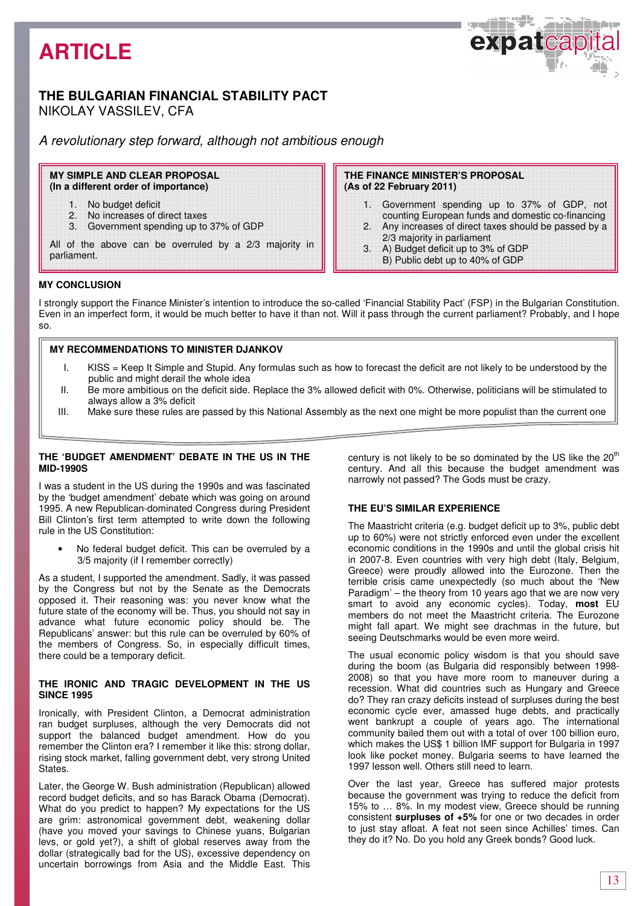# ARTICLE

## THE BULGARIAN FINANCIAL STABILITY PACT

NIKOLAY VASSILEV, CFA

*A revolutionary step forward, although not ambitious enough*

**MY SIMPLE AND CLEAR PROPOSAL**
**(In a different order of importance)**

1. No budget deficit
2. No increases of direct taxes
3. Government spending up to 37% of GDP

All of the above can be overruled by a 2/3 majority in parliament.

**THE FINANCE MINISTER'S PROPOSAL**
**(As of 22 February 2011)**

1. Government spending up to 37% of GDP, not counting European funds and domestic co-financing
2. Any increases of direct taxes should be passed by a 2/3 majority in parliament
3. A) Budget deficit up to 3% of GDP
   B) Public debt up to 40% of GDP

### MY CONCLUSION

I strongly support the Finance Minister's intention to introduce the so-called 'Financial Stability Pact' (FSP) in the Bulgarian Constitution. Even in an imperfect form, it would be much better to have it than not. Will it pass through the current parliament? Probably, and I hope so.

**MY RECOMMENDATIONS TO MINISTER DJANKOV**

I. KISS = Keep It Simple and Stupid. Any formulas such as how to forecast the deficit are not likely to be understood by the public and might derail the whole idea
II. Be more ambitious on the deficit side. Replace the 3% allowed deficit with 0%. Otherwise, politicians will be stimulated to always allow a 3% deficit
III. Make sure these rules are passed by this National Assembly as the next one might be more populist than the current one

### THE 'BUDGET AMENDMENT' DEBATE IN THE US IN THE MID-1990S

I was a student in the US during the 1990s and was fascinated by the 'budget amendment' debate which was going on around 1995. A new Republican-dominated Congress during President Bill Clinton's first term attempted to write down the following rule in the US Constitution:

- No federal budget deficit. This can be overruled by a 3/5 majority (if I remember correctly)

As a student, I supported the amendment. Sadly, it was passed by the Congress but not by the Senate as the Democrats opposed it. Their reasoning was: you never know what the future state of the economy will be. Thus, you should not say in advance what future economic policy should be. The Republicans' answer: but this rule can be overruled by 60% of the members of Congress. So, in especially difficult times, there could be a temporary deficit.

### THE IRONIC AND TRAGIC DEVELOPMENT IN THE US SINCE 1995

Ironically, with President Clinton, a Democrat administration ran budget surpluses, although the very Democrats did not support the balanced budget amendment. How do you remember the Clinton era? I remember it like this: strong dollar, rising stock market, falling government debt, very strong United States.

Later, the George W. Bush administration (Republican) allowed record budget deficits, and so has Barack Obama (Democrat). What do you predict to happen? My expectations for the US are grim: astronomical government debt, weakening dollar (have you moved your savings to Chinese yuans, Bulgarian levs, or gold yet?), a shift of global reserves away from the dollar (strategically bad for the US), excessive dependency on uncertain borrowings from Asia and the Middle East. This century is not likely to be so dominated by the US like the 20th century. And all this because the budget amendment was narrowly not passed? The Gods must be crazy.

### THE EU'S SIMILAR EXPERIENCE

The Maastricht criteria (e.g. budget deficit up to 3%, public debt up to 60%) were not strictly enforced even under the excellent economic conditions in the 1990s and until the global crisis hit in 2007-8. Even countries with very high debt (Italy, Belgium, Greece) were proudly allowed into the Eurozone. Then the terrible crisis came unexpectedly (so much about the 'New Paradigm' – the theory from 10 years ago that we are now very smart to avoid any economic cycles). Today, **most** EU members do not meet the Maastricht criteria. The Eurozone might fall apart. We might see drachmas in the future, but seeing Deutschmarks would be even more weird.

The usual economic policy wisdom is that you should save during the boom (as Bulgaria did responsibly between 1998-2008) so that you have more room to maneuver during a recession. What did countries such as Hungary and Greece do? They ran crazy deficits instead of surpluses during the best economic cycle ever, amassed huge debts, and practically went bankrupt a couple of years ago. The international community bailed them out with a total of over 100 billion euro, which makes the US$ 1 billion IMF support for Bulgaria in 1997 look like pocket money. Bulgaria seems to have learned the 1997 lesson well. Others still need to learn.

Over the last year, Greece has suffered major protests because the government was trying to reduce the deficit from 15% to … 8%. In my modest view, Greece should be running consistent **surpluses of +5%** for one or two decades in order to just stay afloat. A feat not seen since Achilles' times. Can they do it? No. Do you hold any Greek bonds? Good luck.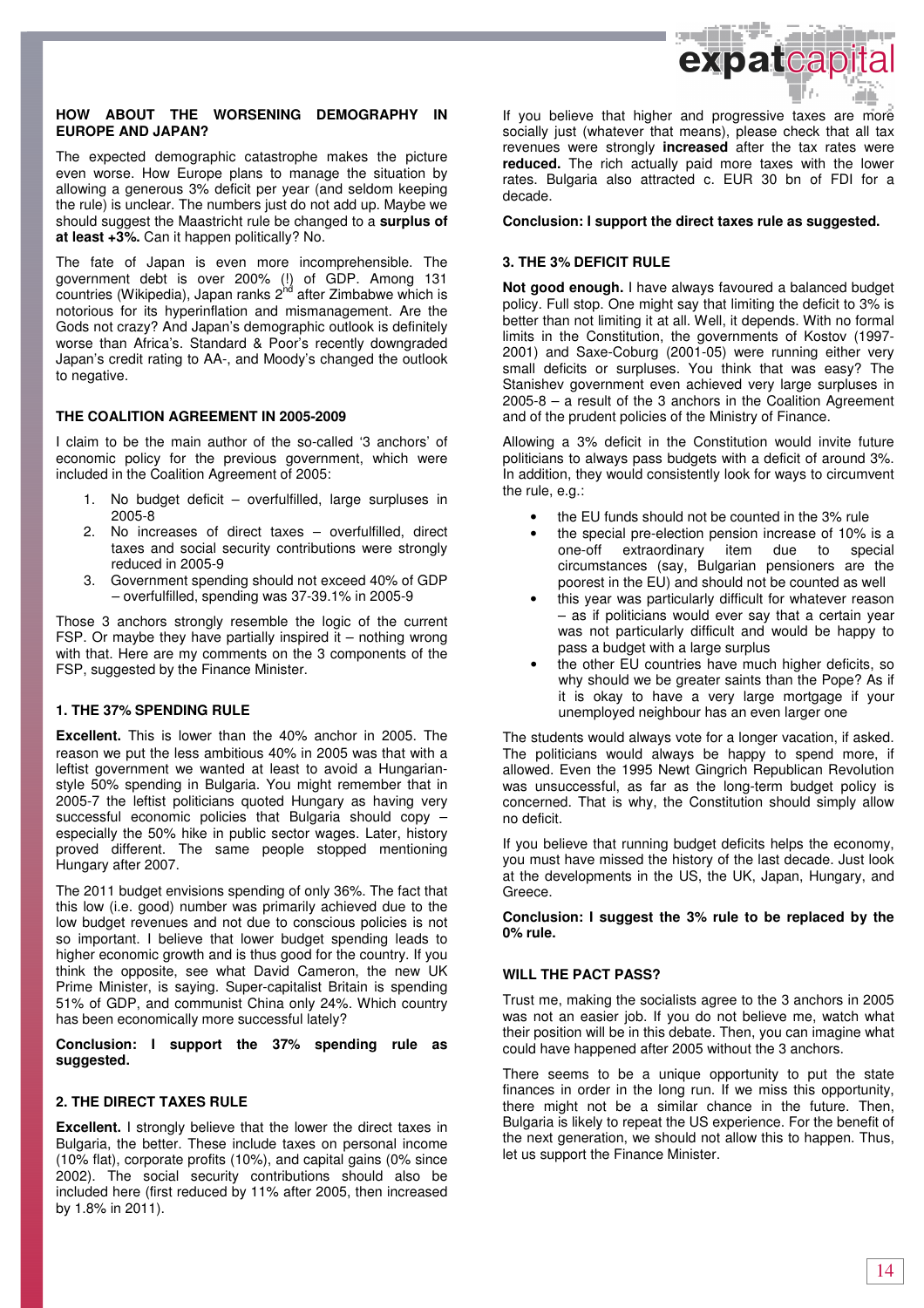## HOW ABOUT THE WORSENING DEMOGRAPHY IN EUROPE AND JAPAN?

The expected demographic catastrophe makes the picture even worse. How Europe plans to manage the situation by allowing a generous 3% deficit per year (and seldom keeping the rule) is unclear. The numbers just do not add up. Maybe we should suggest the Maastricht rule be changed to a **surplus of at least +3%.** Can it happen politically? No.

The fate of Japan is even more incomprehensible. The government debt is over 200% (!) of GDP. Among 131 countries (Wikipedia), Japan ranks 2nd after Zimbabwe which is notorious for its hyperinflation and mismanagement. Are the Gods not crazy? And Japan's demographic outlook is definitely worse than Africa's. Standard & Poor's recently downgraded Japan's credit rating to AA-, and Moody's changed the outlook to negative.

## THE COALITION AGREEMENT IN 2005-2009

I claim to be the main author of the so-called '3 anchors' of economic policy for the previous government, which were included in the Coalition Agreement of 2005:

1. No budget deficit – overfulfilled, large surpluses in 2005-8
2. No increases of direct taxes – overfulfilled, direct taxes and social security contributions were strongly reduced in 2005-9
3. Government spending should not exceed 40% of GDP – overfulfilled, spending was 37-39.1% in 2005-9

Those 3 anchors strongly resemble the logic of the current FSP. Or maybe they have partially inspired it – nothing wrong with that. Here are my comments on the 3 components of the FSP, suggested by the Finance Minister.

## 1. THE 37% SPENDING RULE

**Excellent.** This is lower than the 40% anchor in 2005. The reason we put the less ambitious 40% in 2005 was that with a leftist government we wanted at least to avoid a Hungarian-style 50% spending in Bulgaria. You might remember that in 2005-7 the leftist politicians quoted Hungary as having very successful economic policies that Bulgaria should copy – especially the 50% hike in public sector wages. Later, history proved different. The same people stopped mentioning Hungary after 2007.

The 2011 budget envisions spending of only 36%. The fact that this low (i.e. good) number was primarily achieved due to the low budget revenues and not due to conscious policies is not so important. I believe that lower budget spending leads to higher economic growth and is thus good for the country. If you think the opposite, see what David Cameron, the new UK Prime Minister, is saying. Super-capitalist Britain is spending 51% of GDP, and communist China only 24%. Which country has developed economically more successful lately?

**Conclusion: I support the 37% spending rule as suggested.**

## 2. THE DIRECT TAXES RULE

**Excellent.** I strongly believe that the lower the direct taxes in Bulgaria, the better. These include taxes on personal income (10% flat), corporate profits (10%), and capital gains (0% since 2002). The social security contributions should also be included here (first reduced by 11% after 2005, then increased by 1.8% in 2011).

If you believe that higher and progressive taxes are more socially just (whatever that means), please check that all tax revenues were strongly **increased** after the tax rates were **reduced.** The rich actually paid more taxes with the lower rates. Bulgaria also attracted c. EUR 30 bn of FDI for a decade.

**Conclusion: I support the direct taxes rule as suggested.**

## 3. THE 3% DEFICIT RULE

**Not good enough.** I have always favoured a balanced budget policy. Full stop. One might say that limiting the deficit to 3% is better than not limiting it at all. Well, it depends. With no formal limits in the Constitution, the governments of Kostov (1997-2001) and Saxe-Coburg (2001-05) were running either very small deficits or surpluses. You think that was easy? The Stanishev government even achieved very large surpluses in 2005-8 – a result of the 3 anchors in the Coalition Agreement and of the prudent policies of the Ministry of Finance.

Allowing a 3% deficit in the Constitution would invite future politicians to always pass budgets with a deficit of around 3%. In addition, they would consistently look for ways to circumvent the rule, e.g.:

- the EU funds should not be counted in the 3% rule
- the special pre-election pension increase of 10% is a one-off extraordinary item due to special circumstances (say, Bulgarian pensioners are the poorest in the EU) and should not be counted as well
- this year was particularly difficult for whatever reason – as if politicians would ever say that a certain year was not particularly difficult and would be happy to pass a budget with a large surplus
- the other EU countries have much higher deficits, so why should we be greater saints than the Pope? As if it is okay to have a very large mortgage if your unemployed neighbour has an even larger one

The students would always vote for a longer vacation, if asked. The politicians would always be happy to spend more, if allowed. Even the 1995 Newt Gingrich Republican Revolution was unsuccessful, as far as the long-term budget policy is concerned. That is why, the Constitution should simply allow no deficit.

If you believe that running budget deficits helps the economy, you must have missed the history of the last decade. Just look at the developments in the US, the UK, Japan, Hungary, and Greece.

**Conclusion: I suggest the 3% rule to be replaced by the 0% rule.**

## WILL THE PACT PASS?

Trust me, making the socialists agree to the 3 anchors in 2005 was not an easier job. If you do not believe me, watch what their position will be in this debate. Then, you can imagine what could have happened after 2005 without the 3 anchors.

There seems to be a unique opportunity to put the state finances in order in the long run. If we miss this opportunity, there might not be a similar chance in the future. Then, Bulgaria is likely to repeat the US experience. For the benefit of the next generation, we should not allow this to happen. Thus, let us support the Finance Minister.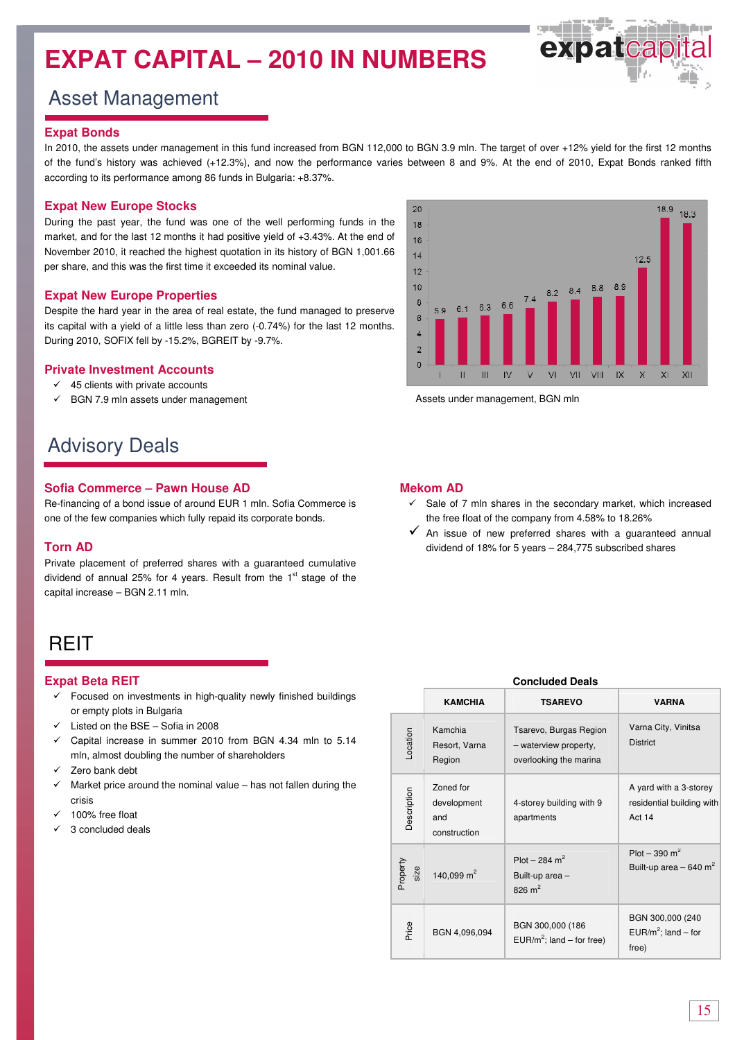# EXPAT CAPITAL – 2010 IN NUMBERS

## Asset Management

### Expat Bonds

In 2010, the assets under management in this fund increased from BGN 112,000 to BGN 3.9 mln. The target of over +12% yield for the first 12 months of the fund's history was achieved (+12.3%), and now the performance varies between 8 and 9%. At the end of 2010, Expat Bonds ranked fifth according to its performance among 86 funds in Bulgaria: +8.37%.

### Expat New Europe Stocks

During the past year, the fund was one of the well performing funds in the market, and for the last 12 months it had positive yield of +3.43%. At the end of November 2010, it reached the highest quotation in its history of BGN 1,001.66 per share, and this was the first time it exceeded its nominal value.

### Expat New Europe Properties

Despite the hard year in the area of real estate, the fund managed to preserve its capital with a yield of a little less than zero (-0.74%) for the last 12 months. During 2010, SOFIX fell by -15.2%, BGREIT by -9.7%.

### Private Investment Accounts

- ✓ 45 clients with private accounts
- ✓ BGN 7.9 mln assets under management

| Month | I | II | III | IV | V | VI | VII | VIII | IX | X | XI | XII |
|---|---|---|---|---|---|---|---|---|---|---|---|---|
| AUM | 5.9 | 6.1 | 6.3 | 6.6 | 7.4 | 8.2 | 8.4 | 8.8 | 8.9 | 12.5 | 18.9 | 18.3 |

Assets under management, BGN mln

## Advisory Deals

### Sofia Commerce – Pawn House AD

Re-financing of a bond issue of around EUR 1 mln. Sofia Commerce is one of the few companies which fully repaid its corporate bonds.

### Torn AD

Private placement of preferred shares with a guaranteed cumulative dividend of annual 25% for 4 years. Result from the 1st stage of the capital increase – BGN 2.11 mln.

### Mekom AD

- ✓ Sale of 7 mln shares in the secondary market, which increased the free float of the company from 4.58% to 18.26%
- ✓ An issue of new preferred shares with a guaranteed annual dividend of 18% for 5 years – 284,775 subscribed shares

## REIT

### Expat Beta REIT

- ✓ Focused on investments in high-quality newly finished buildings or empty plots in Bulgaria
- ✓ Listed on the BSE – Sofia in 2008
- ✓ Capital increase in summer 2010 from BGN 4.34 mln to 5.14 mln, almost doubling the number of shareholders
- ✓ Zero bank debt
- ✓ Market price around the nominal value – has not fallen during the crisis
- ✓ 100% free float
- ✓ 3 concluded deals

**Concluded Deals**

| | KAMCHIA | TSAREVO | VARNA |
|---|---|---|---|
| Location | Kamchia Resort, Varna Region | Tsarevo, Burgas Region – waterview property, overlooking the marina | Varna City, Vinitsa District |
| Description | Zoned for development and construction | 4-storey building with 9 apartments | A yard with a 3-storey residential building with Act 14 |
| Property size | 140,099 m² | Plot – 284 m² Built-up area – 826 m² | Plot – 390 m² Built-up area – 640 m² |
| Price | BGN 4,096,094 | BGN 300,000 (186 EUR/m²; land – for free) | BGN 300,000 (240 EUR/m²; land – for free) |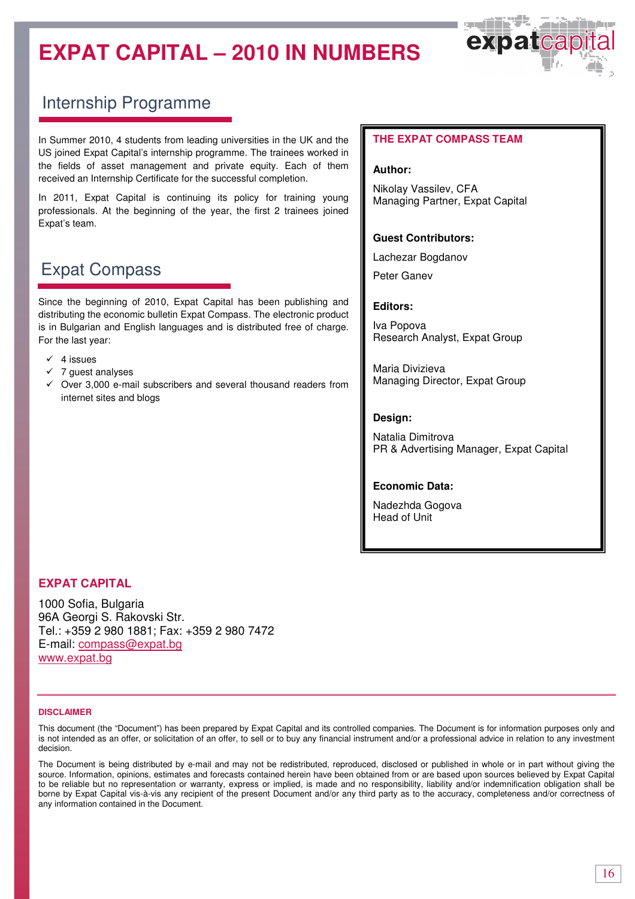# EXPAT CAPITAL – 2010 IN NUMBERS

## Internship Programme

In Summer 2010, 4 students from leading universities in the UK and the US joined Expat Capital's internship programme. The trainees worked in the fields of asset management and private equity. Each of them received an Internship Certificate for the successful completion.

In 2011, Expat Capital is continuing its policy for training young professionals. At the beginning of the year, the first 2 trainees joined Expat's team.

## Expat Compass

Since the beginning of 2010, Expat Capital has been publishing and distributing the economic bulletin Expat Compass. The electronic product is in Bulgarian and English languages and is distributed free of charge. For the last year:

- ✓ 4 issues
- ✓ 7 guest analyses
- ✓ Over 3,000 e-mail subscribers and several thousand readers from internet sites and blogs

### THE EXPAT COMPASS TEAM

**Author:**

Nikolay Vassilev, CFA
Managing Partner, Expat Capital

**Guest Contributors:**

Lachezar Bogdanov

Peter Ganev

**Editors:**

Iva Popova
Research Analyst, Expat Group

Maria Divizieva
Managing Director, Expat Group

**Design:**

Natalia Dimitrova
PR & Advertising Manager, Expat Capital

**Economic Data:**

Nadezhda Gogova
Head of Unit

### EXPAT CAPITAL

1000 Sofia, Bulgaria
96A Georgi S. Rakovski Str.
Tel.: +359 2 980 1881; Fax: +359 2 980 7472
E-mail: compass@expat.bg
www.expat.bg

---

**DISCLAIMER**

This document (the "Document") has been prepared by Expat Capital and its controlled companies. The Document is for information purposes only and is not intended as an offer, or solicitation of an offer, to sell or to buy any financial instrument and/or a professional advice in relation to any investment decision.

The Document is being distributed by e-mail and may not be redistributed, reproduced, disclosed or published in whole or in part without giving the source. Information, opinions, estimates and forecasts contained herein have been obtained from or are based upon sources believed by Expat Capital to be reliable but no representation or warranty, express or implied, is made and no responsibility, liability and/or indemnification obligation shall be borne by Expat Capital vis-à-vis any recipient of the present Document and/or any third party as to the accuracy, completeness and/or correctness of any information contained in the Document.